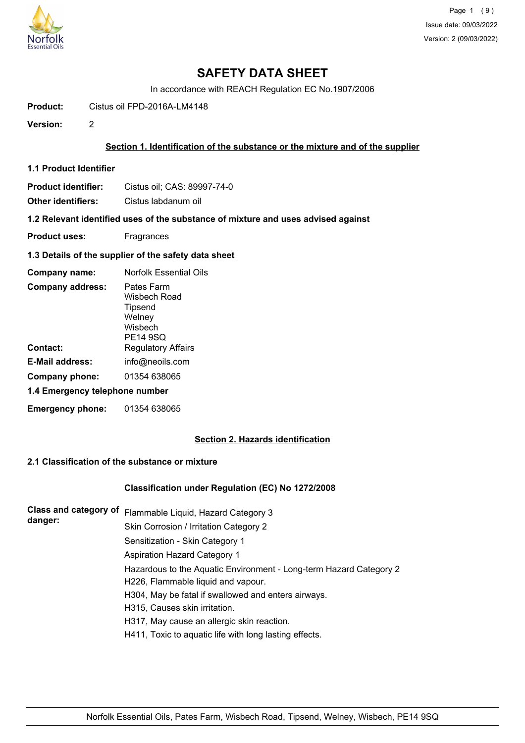# SAFETY DATA SHEET

In accordance with REACH Regulation EC No.1907/2006

**Product:** Cistus oil FPD-2016A-LM4148

**Version:** 2

## Section 1. Identification of the substance or the mixture and of the supplier

### 1.1 Product Identifier

**Product identifier:** Cistus oil; CAS: 89997-74-0

**Other identifiers:** Cistus labdanum oil

### 1.2 Relevant identified uses of the substance of mixture and uses advised against

**Product uses:** Fragrances

### 1.3 Details of the supplier of the safety data sheet

**Company name:** Norfolk Essential Oils

**Company address:** Pates Farm
Wisbech Road
Tipsend
Welney
Wisbech
PE14 9SQ

**Contact:** Regulatory Affairs

**E-Mail address:** info@neoils.com

**Company phone:** 01354 638065

### 1.4 Emergency telephone number

**Emergency phone:** 01354 638065

## Section 2. Hazards identification

### 2.1 Classification of the substance or mixture

**Classification under Regulation (EC) No 1272/2008**

**Class and category of danger:**

Flammable Liquid, Hazard Category 3
Skin Corrosion / Irritation Category 2
Sensitization - Skin Category 1
Aspiration Hazard Category 1
Hazardous to the Aquatic Environment - Long-term Hazard Category 2
H226, Flammable liquid and vapour.
H304, May be fatal if swallowed and enters airways.
H315, Causes skin irritation.
H317, May cause an allergic skin reaction.
H411, Toxic to aquatic life with long lasting effects.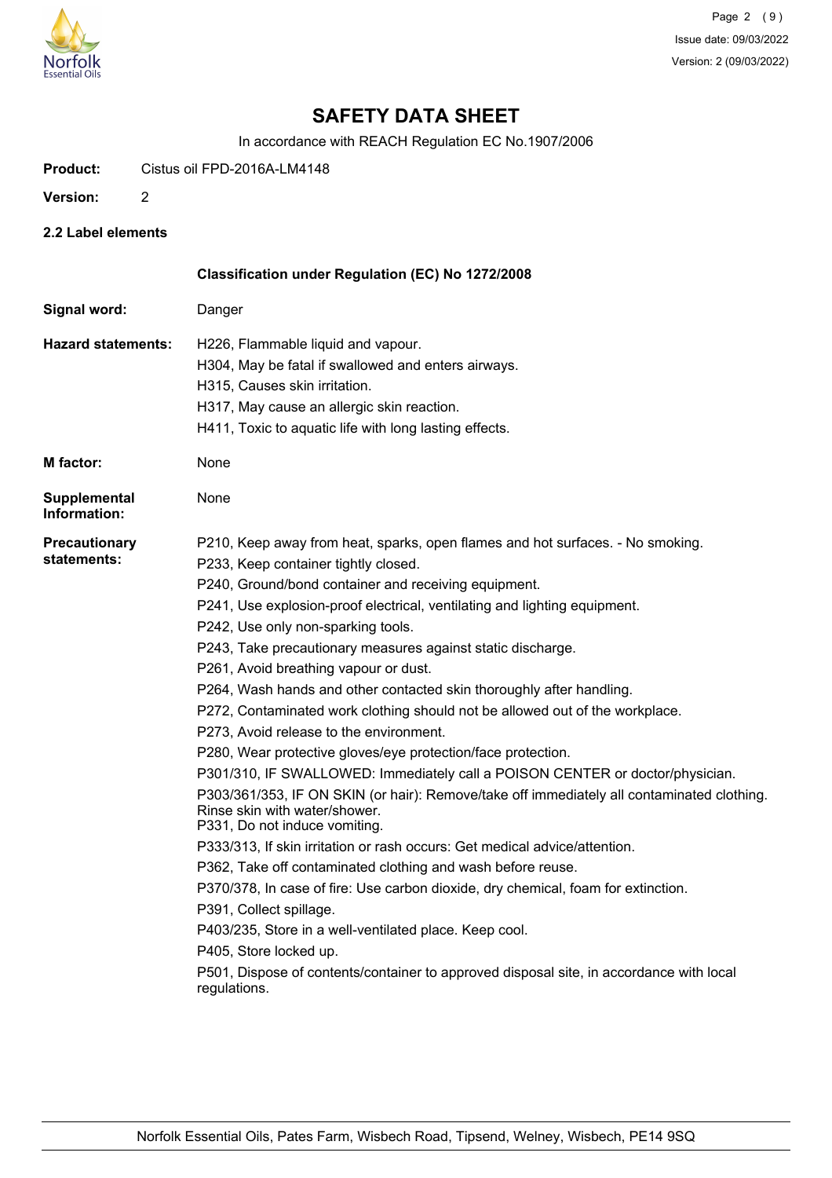# SAFETY DATA SHEET

In accordance with REACH Regulation EC No.1907/2006

**Product:** Cistus oil FPD-2016A-LM4148

**Version:** 2

## 2.2 Label elements

### Classification under Regulation (EC) No 1272/2008

**Signal word:** Danger

**Hazard statements:**

H226, Flammable liquid and vapour.
H304, May be fatal if swallowed and enters airways.
H315, Causes skin irritation.
H317, May cause an allergic skin reaction.
H411, Toxic to aquatic life with long lasting effects.

**M factor:** None

**Supplemental Information:** None

**Precautionary statements:**

P210, Keep away from heat, sparks, open flames and hot surfaces. - No smoking.
P233, Keep container tightly closed.
P240, Ground/bond container and receiving equipment.
P241, Use explosion-proof electrical, ventilating and lighting equipment.
P242, Use only non-sparking tools.
P243, Take precautionary measures against static discharge.
P261, Avoid breathing vapour or dust.
P264, Wash hands and other contacted skin thoroughly after handling.
P272, Contaminated work clothing should not be allowed out of the workplace.
P273, Avoid release to the environment.
P280, Wear protective gloves/eye protection/face protection.
P301/310, IF SWALLOWED: Immediately call a POISON CENTER or doctor/physician.
P303/361/353, IF ON SKIN (or hair): Remove/take off immediately all contaminated clothing. Rinse skin with water/shower.
P331, Do not induce vomiting.
P333/313, If skin irritation or rash occurs: Get medical advice/attention.
P362, Take off contaminated clothing and wash before reuse.
P370/378, In case of fire: Use carbon dioxide, dry chemical, foam for extinction.
P391, Collect spillage.
P403/235, Store in a well-ventilated place. Keep cool.
P405, Store locked up.
P501, Dispose of contents/container to approved disposal site, in accordance with local regulations.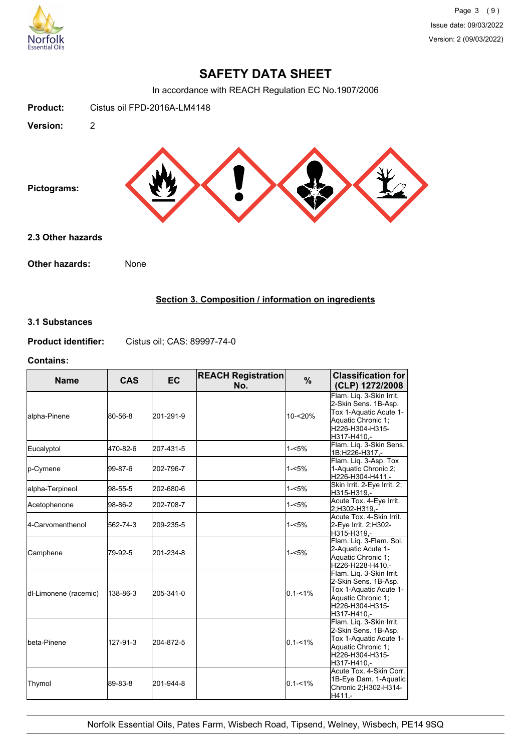# SAFETY DATA SHEET

In accordance with REACH Regulation EC No.1907/2006

**Product:** Cistus oil FPD-2016A-LM4148

**Version:** 2

**Pictograms:**

### 2.3 Other hazards

**Other hazards:** None

## Section 3. Composition / information on ingredients

### 3.1 Substances

**Product identifier:** Cistus oil; CAS: 89997-74-0

**Contains:**

| Name | CAS | EC | REACH Registration No. | % | Classification for (CLP) 1272/2008 |
|---|---|---|---|---|---|
| alpha-Pinene | 80-56-8 | 201-291-9 | | 10-<20% | Flam. Liq. 3-Skin Irrit. 2-Skin Sens. 1B-Asp. Tox 1-Aquatic Acute 1-Aquatic Chronic 1;H226-H304-H315-H317-H410,- |
| Eucalyptol | 470-82-6 | 207-431-5 | | 1-<5% | Flam. Liq. 3-Skin Sens. 1B;H226-H317,- |
| p-Cymene | 99-87-6 | 202-796-7 | | 1-<5% | Flam. Liq. 3-Asp. Tox 1-Aquatic Chronic 2;H226-H304-H411,- |
| alpha-Terpineol | 98-55-5 | 202-680-6 | | 1-<5% | Skin Irrit. 2-Eye Irrit. 2;H315-H319,- |
| Acetophenone | 98-86-2 | 202-708-7 | | 1-<5% | Acute Tox. 4-Eye Irrit. 2;H302-H319,- |
| 4-Carvomenthenol | 562-74-3 | 209-235-5 | | 1-<5% | Acute Tox. 4-Skin Irrit. 2-Eye Irrit. 2;H302-H315-H319,- |
| Camphene | 79-92-5 | 201-234-8 | | 1-<5% | Flam. Liq. 3-Flam. Sol. 2-Aquatic Acute 1-Aquatic Chronic 1;H226-H228-H410,- |
| dl-Limonene (racemic) | 138-86-3 | 205-341-0 | | 0.1-<1% | Flam. Liq. 3-Skin Irrit. 2-Skin Sens. 1B-Asp. Tox 1-Aquatic Acute 1-Aquatic Chronic 1;H226-H304-H315-H317-H410,- |
| beta-Pinene | 127-91-3 | 204-872-5 | | 0.1-<1% | Flam. Liq. 3-Skin Irrit. 2-Skin Sens. 1B-Asp. Tox 1-Aquatic Acute 1-Aquatic Chronic 1;H226-H304-H315-H317-H410,- |
| Thymol | 89-83-8 | 201-944-8 | | 0.1-<1% | Acute Tox. 4-Skin Corr. 1B-Eye Dam. 1-Aquatic Chronic 2;H302-H314-H411,- |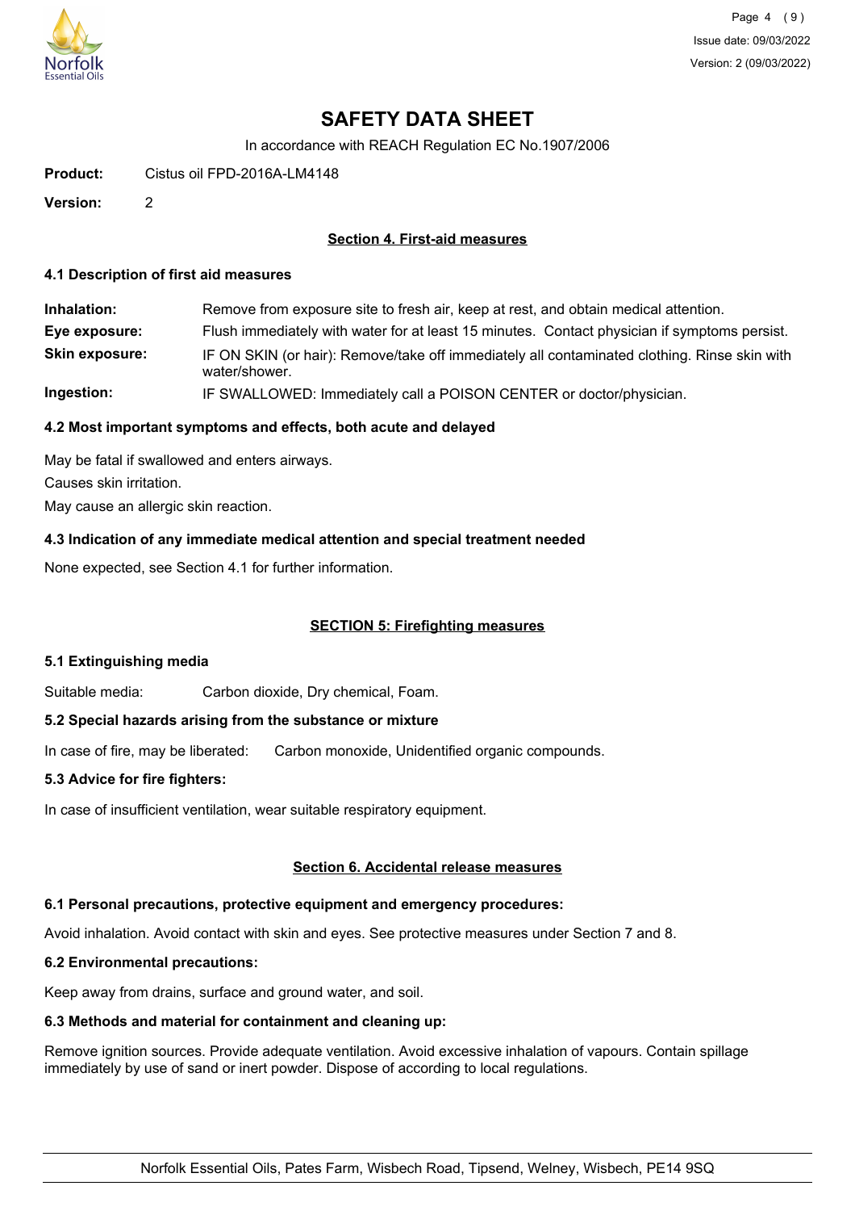# SAFETY DATA SHEET

In accordance with REACH Regulation EC No.1907/2006

**Product:** Cistus oil FPD-2016A-LM4148

**Version:** 2

## Section 4. First-aid measures

### 4.1 Description of first aid measures

**Inhalation:** Remove from exposure site to fresh air, keep at rest, and obtain medical attention.

**Eye exposure:** Flush immediately with water for at least 15 minutes. Contact physician if symptoms persist.

**Skin exposure:** IF ON SKIN (or hair): Remove/take off immediately all contaminated clothing. Rinse skin with water/shower.

**Ingestion:** IF SWALLOWED: Immediately call a POISON CENTER or doctor/physician.

### 4.2 Most important symptoms and effects, both acute and delayed

May be fatal if swallowed and enters airways.

Causes skin irritation.

May cause an allergic skin reaction.

### 4.3 Indication of any immediate medical attention and special treatment needed

None expected, see Section 4.1 for further information.

## SECTION 5: Firefighting measures

### 5.1 Extinguishing media

Suitable media: Carbon dioxide, Dry chemical, Foam.

### 5.2 Special hazards arising from the substance or mixture

In case of fire, may be liberated: Carbon monoxide, Unidentified organic compounds.

### 5.3 Advice for fire fighters:

In case of insufficient ventilation, wear suitable respiratory equipment.

## Section 6. Accidental release measures

### 6.1 Personal precautions, protective equipment and emergency procedures:

Avoid inhalation. Avoid contact with skin and eyes. See protective measures under Section 7 and 8.

### 6.2 Environmental precautions:

Keep away from drains, surface and ground water, and soil.

### 6.3 Methods and material for containment and cleaning up:

Remove ignition sources. Provide adequate ventilation. Avoid excessive inhalation of vapours. Contain spillage immediately by use of sand or inert powder. Dispose of according to local regulations.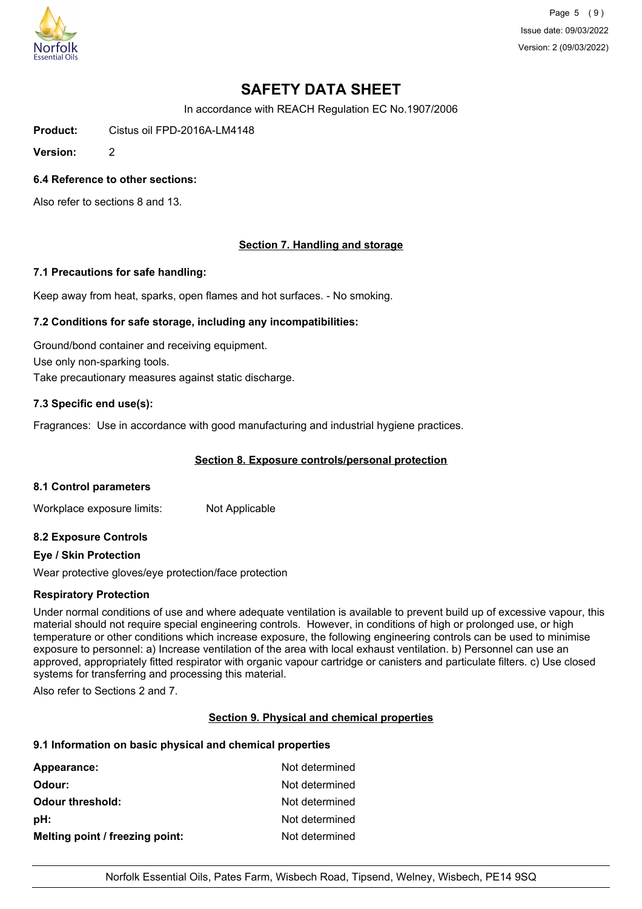# SAFETY DATA SHEET

In accordance with REACH Regulation EC No.1907/2006

**Product:** Cistus oil FPD-2016A-LM4148

**Version:** 2

### 6.4 Reference to other sections:

Also refer to sections 8 and 13.

## Section 7. Handling and storage

### 7.1 Precautions for safe handling:

Keep away from heat, sparks, open flames and hot surfaces. - No smoking.

### 7.2 Conditions for safe storage, including any incompatibilities:

Ground/bond container and receiving equipment.
Use only non-sparking tools.
Take precautionary measures against static discharge.

### 7.3 Specific end use(s):

Fragrances: Use in accordance with good manufacturing and industrial hygiene practices.

## Section 8. Exposure controls/personal protection

### 8.1 Control parameters

Workplace exposure limits: Not Applicable

### 8.2 Exposure Controls

**Eye / Skin Protection**

Wear protective gloves/eye protection/face protection

**Respiratory Protection**

Under normal conditions of use and where adequate ventilation is available to prevent build up of excessive vapour, this material should not require special engineering controls. However, in conditions of high or prolonged use, or high temperature or other conditions which increase exposure, the following engineering controls can be used to minimise exposure to personnel: a) Increase ventilation of the area with local exhaust ventilation. b) Personnel can use an approved, appropriately fitted respirator with organic vapour cartridge or canisters and particulate filters. c) Use closed systems for transferring and processing this material.

Also refer to Sections 2 and 7.

## Section 9. Physical and chemical properties

### 9.1 Information on basic physical and chemical properties

| | |
|---|---|
| **Appearance:** | Not determined |
| **Odour:** | Not determined |
| **Odour threshold:** | Not determined |
| **pH:** | Not determined |
| **Melting point / freezing point:** | Not determined |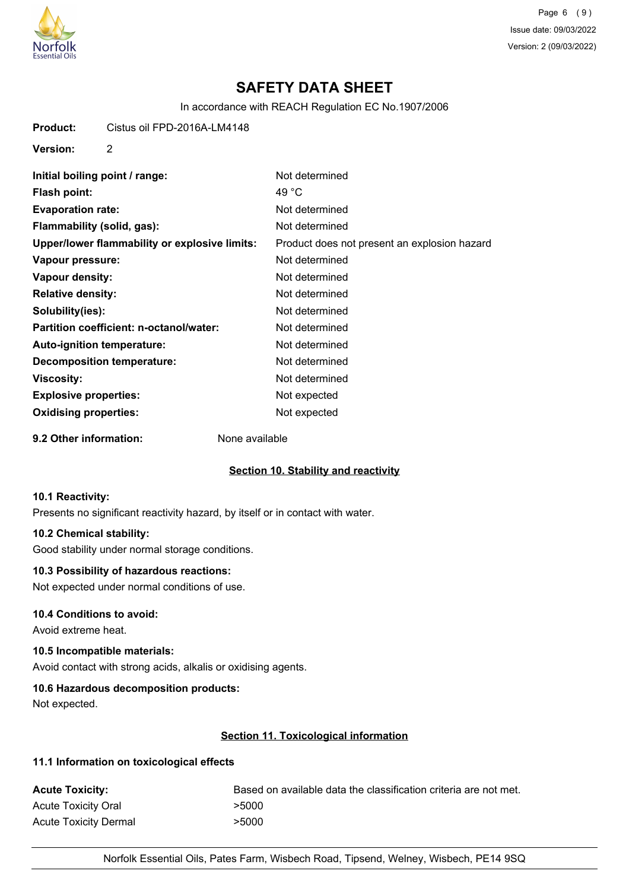# SAFETY DATA SHEET

In accordance with REACH Regulation EC No.1907/2006

**Product:** Cistus oil FPD-2016A-LM4148

**Version:** 2

| | |
|---|---|
| **Initial boiling point / range:** | Not determined |
| **Flash point:** | 49 °C |
| **Evaporation rate:** | Not determined |
| **Flammability (solid, gas):** | Not determined |
| **Upper/lower flammability or explosive limits:** | Product does not present an explosion hazard |
| **Vapour pressure:** | Not determined |
| **Vapour density:** | Not determined |
| **Relative density:** | Not determined |
| **Solubility(ies):** | Not determined |
| **Partition coefficient: n-octanol/water:** | Not determined |
| **Auto-ignition temperature:** | Not determined |
| **Decomposition temperature:** | Not determined |
| **Viscosity:** | Not determined |
| **Explosive properties:** | Not expected |
| **Oxidising properties:** | Not expected |

**9.2 Other information:** None available

## Section 10. Stability and reactivity

**10.1 Reactivity:**

Presents no significant reactivity hazard, by itself or in contact with water.

**10.2 Chemical stability:**

Good stability under normal storage conditions.

**10.3 Possibility of hazardous reactions:**

Not expected under normal conditions of use.

**10.4 Conditions to avoid:**

Avoid extreme heat.

**10.5 Incompatible materials:**

Avoid contact with strong acids, alkalis or oxidising agents.

**10.6 Hazardous decomposition products:**

Not expected.

## Section 11. Toxicological information

**11.1 Information on toxicological effects**

| | |
|---|---|
| **Acute Toxicity:** | Based on available data the classification criteria are not met. |
| Acute Toxicity Oral | >5000 |
| Acute Toxicity Dermal | >5000 |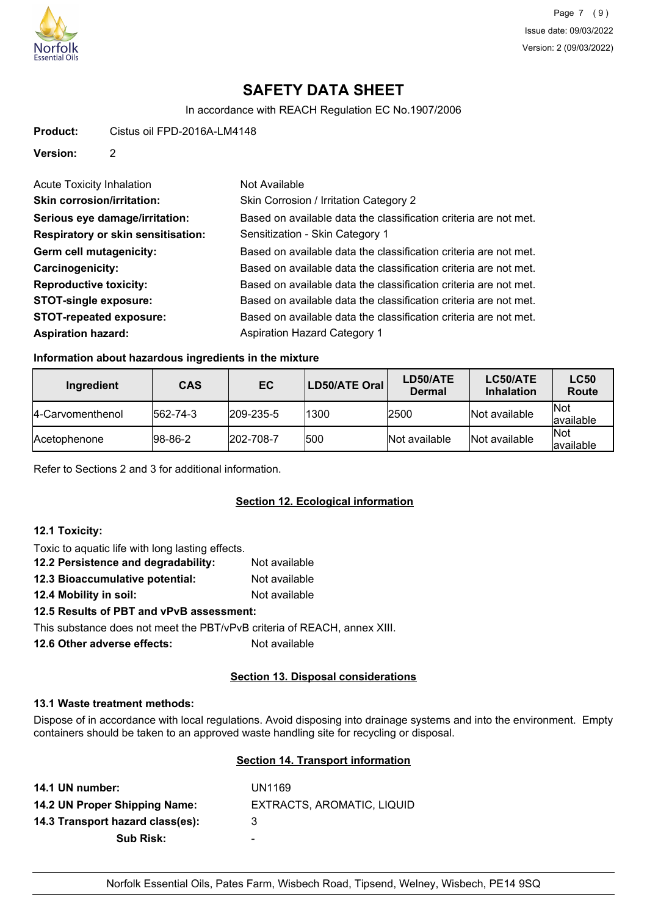# SAFETY DATA SHEET

In accordance with REACH Regulation EC No.1907/2006

**Product:** Cistus oil FPD-2016A-LM4148

**Version:** 2

| | |
|---|---|
| Acute Toxicity Inhalation | Not Available |
| **Skin corrosion/irritation:** | Skin Corrosion / Irritation Category 2 |
| **Serious eye damage/irritation:** | Based on available data the classification criteria are not met. |
| **Respiratory or skin sensitisation:** | Sensitization - Skin Category 1 |
| **Germ cell mutagenicity:** | Based on available data the classification criteria are not met. |
| **Carcinogenicity:** | Based on available data the classification criteria are not met. |
| **Reproductive toxicity:** | Based on available data the classification criteria are not met. |
| **STOT-single exposure:** | Based on available data the classification criteria are not met. |
| **STOT-repeated exposure:** | Based on available data the classification criteria are not met. |
| **Aspiration hazard:** | Aspiration Hazard Category 1 |

### Information about hazardous ingredients in the mixture

| Ingredient | CAS | EC | LD50/ATE Oral | LD50/ATE Dermal | LC50/ATE Inhalation | LC50 Route |
|---|---|---|---|---|---|---|
| 4-Carvomenthenol | 562-74-3 | 209-235-5 | 1300 | 2500 | Not available | Not available |
| Acetophenone | 98-86-2 | 202-708-7 | 500 | Not available | Not available | Not available |

Refer to Sections 2 and 3 for additional information.

## Section 12. Ecological information

### 12.1 Toxicity:

Toxic to aquatic life with long lasting effects.

**12.2 Persistence and degradability:** Not available

**12.3 Bioaccumulative potential:** Not available

**12.4 Mobility in soil:** Not available

**12.5 Results of PBT and vPvB assessment:**

This substance does not meet the PBT/vPvB criteria of REACH, annex XIII.

**12.6 Other adverse effects:** Not available

## Section 13. Disposal considerations

### 13.1 Waste treatment methods:

Dispose of in accordance with local regulations. Avoid disposing into drainage systems and into the environment. Empty containers should be taken to an approved waste handling site for recycling or disposal.

## Section 14. Transport information

| | |
|---|---|
| **14.1 UN number:** | UN1169 |
| **14.2 UN Proper Shipping Name:** | EXTRACTS, AROMATIC, LIQUID |
| **14.3 Transport hazard class(es):** | 3 |
| **Sub Risk:** | - |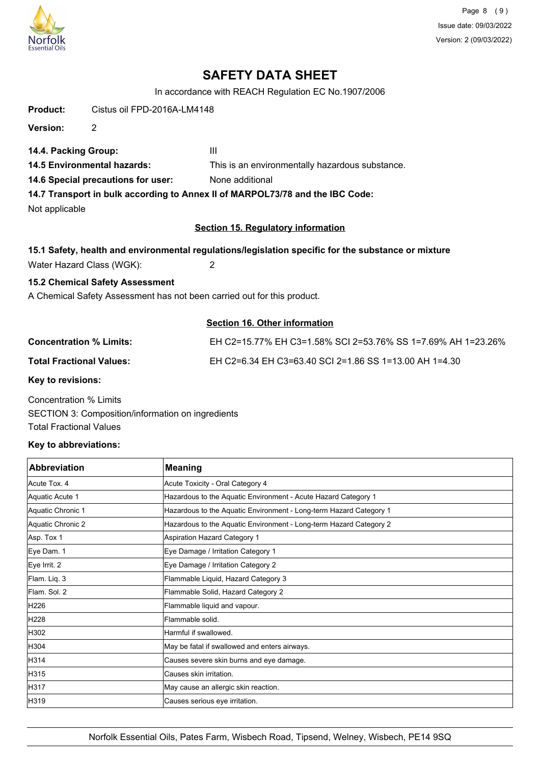# SAFETY DATA SHEET

In accordance with REACH Regulation EC No.1907/2006

**Product:** Cistus oil FPD-2016A-LM4148

**Version:** 2

**14.4. Packing Group:** III

**14.5 Environmental hazards:** This is an environmentally hazardous substance.

**14.6 Special precautions for user:** None additional

**14.7 Transport in bulk according to Annex II of MARPOL73/78 and the IBC Code:**

Not applicable

## Section 15. Regulatory information

**15.1 Safety, health and environmental regulations/legislation specific for the substance or mixture**

Water Hazard Class (WGK): 2

**15.2 Chemical Safety Assessment**

A Chemical Safety Assessment has not been carried out for this product.

## Section 16. Other information

**Concentration % Limits:** EH C2=15.77% EH C3=1.58% SCI 2=53.76% SS 1=7.69% AH 1=23.26%

**Total Fractional Values:** EH C2=6.34 EH C3=63.40 SCI 2=1.86 SS 1=13.00 AH 1=4.30

**Key to revisions:**

Concentration % Limits
SECTION 3: Composition/information on ingredients
Total Fractional Values

**Key to abbreviations:**

| Abbreviation | Meaning |
|---|---|
| Acute Tox. 4 | Acute Toxicity - Oral Category 4 |
| Aquatic Acute 1 | Hazardous to the Aquatic Environment - Acute Hazard Category 1 |
| Aquatic Chronic 1 | Hazardous to the Aquatic Environment - Long-term Hazard Category 1 |
| Aquatic Chronic 2 | Hazardous to the Aquatic Environment - Long-term Hazard Category 2 |
| Asp. Tox 1 | Aspiration Hazard Category 1 |
| Eye Dam. 1 | Eye Damage / Irritation Category 1 |
| Eye Irrit. 2 | Eye Damage / Irritation Category 2 |
| Flam. Liq. 3 | Flammable Liquid, Hazard Category 3 |
| Flam. Sol. 2 | Flammable Solid, Hazard Category 2 |
| H226 | Flammable liquid and vapour. |
| H228 | Flammable solid. |
| H302 | Harmful if swallowed. |
| H304 | May be fatal if swallowed and enters airways. |
| H314 | Causes severe skin burns and eye damage. |
| H315 | Causes skin irritation. |
| H317 | May cause an allergic skin reaction. |
| H319 | Causes serious eye irritation. |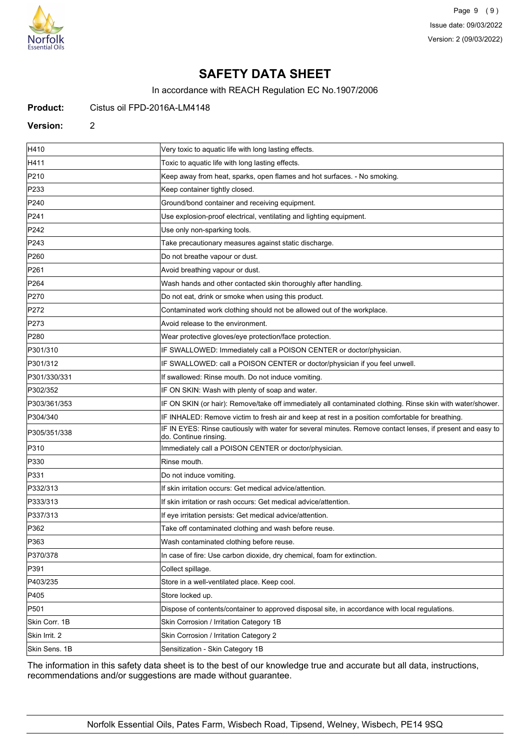# SAFETY DATA SHEET

In accordance with REACH Regulation EC No.1907/2006

**Product:** Cistus oil FPD-2016A-LM4148

**Version:** 2

| | |
|---|---|
| H410 | Very toxic to aquatic life with long lasting effects. |
| H411 | Toxic to aquatic life with long lasting effects. |
| P210 | Keep away from heat, sparks, open flames and hot surfaces. - No smoking. |
| P233 | Keep container tightly closed. |
| P240 | Ground/bond container and receiving equipment. |
| P241 | Use explosion-proof electrical, ventilating and lighting equipment. |
| P242 | Use only non-sparking tools. |
| P243 | Take precautionary measures against static discharge. |
| P260 | Do not breathe vapour or dust. |
| P261 | Avoid breathing vapour or dust. |
| P264 | Wash hands and other contacted skin thoroughly after handling. |
| P270 | Do not eat, drink or smoke when using this product. |
| P272 | Contaminated work clothing should not be allowed out of the workplace. |
| P273 | Avoid release to the environment. |
| P280 | Wear protective gloves/eye protection/face protection. |
| P301/310 | IF SWALLOWED: Immediately call a POISON CENTER or doctor/physician. |
| P301/312 | IF SWALLOWED: call a POISON CENTER or doctor/physician if you feel unwell. |
| P301/330/331 | If swallowed: Rinse mouth. Do not induce vomiting. |
| P302/352 | IF ON SKIN: Wash with plenty of soap and water. |
| P303/361/353 | IF ON SKIN (or hair): Remove/take off immediately all contaminated clothing. Rinse skin with water/shower. |
| P304/340 | IF INHALED: Remove victim to fresh air and keep at rest in a position comfortable for breathing. |
| P305/351/338 | IF IN EYES: Rinse cautiously with water for several minutes. Remove contact lenses, if present and easy to do. Continue rinsing. |
| P310 | Immediately call a POISON CENTER or doctor/physician. |
| P330 | Rinse mouth. |
| P331 | Do not induce vomiting. |
| P332/313 | If skin irritation occurs: Get medical advice/attention. |
| P333/313 | If skin irritation or rash occurs: Get medical advice/attention. |
| P337/313 | If eye irritation persists: Get medical advice/attention. |
| P362 | Take off contaminated clothing and wash before reuse. |
| P363 | Wash contaminated clothing before reuse. |
| P370/378 | In case of fire: Use carbon dioxide, dry chemical, foam for extinction. |
| P391 | Collect spillage. |
| P403/235 | Store in a well-ventilated place. Keep cool. |
| P405 | Store locked up. |
| P501 | Dispose of contents/container to approved disposal site, in accordance with local regulations. |
| Skin Corr. 1B | Skin Corrosion / Irritation Category 1B |
| Skin Irrit. 2 | Skin Corrosion / Irritation Category 2 |
| Skin Sens. 1B | Sensitization - Skin Category 1B |

The information in this safety data sheet is to the best of our knowledge true and accurate but all data, instructions, recommendations and/or suggestions are made without guarantee.

Norfolk Essential Oils, Pates Farm, Wisbech Road, Tipsend, Welney, Wisbech, PE14 9SQ